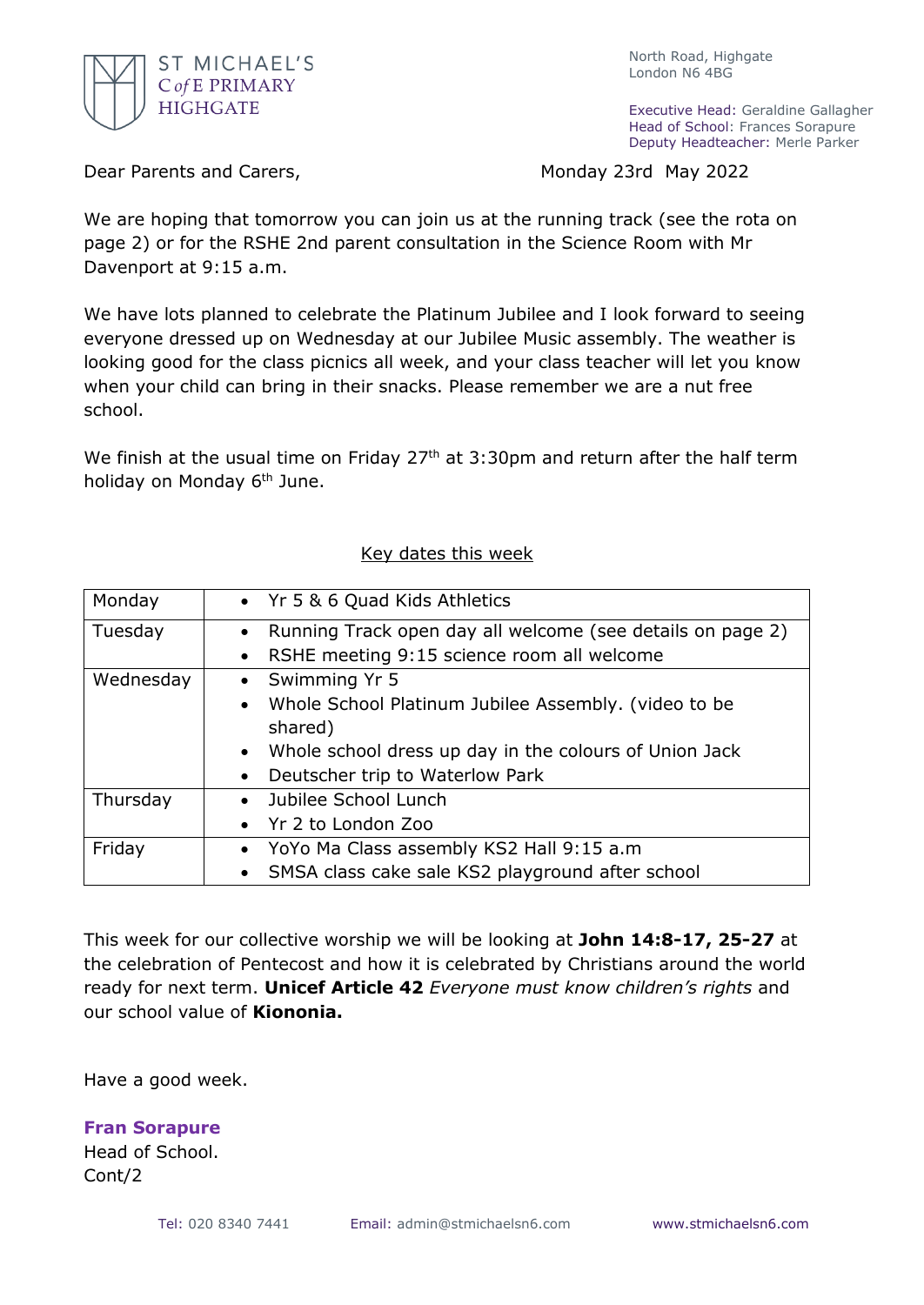ST MICHAEL'S
C *of* E PRIMARY
HIGHGATE

North Road, Highgate
London N6 4BG

Executive Head: Geraldine Gallagher
Head of School: Frances Sorapure
Deputy Headteacher: Merle Parker

Dear Parents and Carers,

Monday 23rd May 2022

We are hoping that tomorrow you can join us at the running track (see the rota on page 2) or for the RSHE 2nd parent consultation in the Science Room with Mr Davenport at 9:15 a.m.

We have lots planned to celebrate the Platinum Jubilee and I look forward to seeing everyone dressed up on Wednesday at our Jubilee Music assembly. The weather is looking good for the class picnics all week, and your class teacher will let you know when your child can bring in their snacks. Please remember we are a nut free school.

We finish at the usual time on Friday 27th at 3:30pm and return after the half term holiday on Monday 6th June.

<u>Key dates this week</u>

| Monday | • Yr 5 & 6 Quad Kids Athletics |
|---|---|
| Tuesday | • Running Track open day all welcome (see details on page 2)<br>• RSHE meeting 9:15 science room all welcome |
| Wednesday | • Swimming Yr 5<br>• Whole School Platinum Jubilee Assembly. (video to be shared)<br>• Whole school dress up day in the colours of Union Jack<br>• Deutscher trip to Waterlow Park |
| Thursday | • Jubilee School Lunch<br>• Yr 2 to London Zoo |
| Friday | • YoYo Ma Class assembly KS2 Hall 9:15 a.m<br>• SMSA class cake sale KS2 playground after school |

This week for our collective worship we will be looking at **John 14:8-17, 25-27** at the celebration of Pentecost and how it is celebrated by Christians around the world ready for next term. **Unicef Article 42** *Everyone must know children's rights* and our school value of **Kiononia.**

Have a good week.

**Fran Sorapure**
Head of School.
Cont/2

Tel: 020 8340 7441 Email: admin@stmichaelsn6.com www.stmichaelsn6.com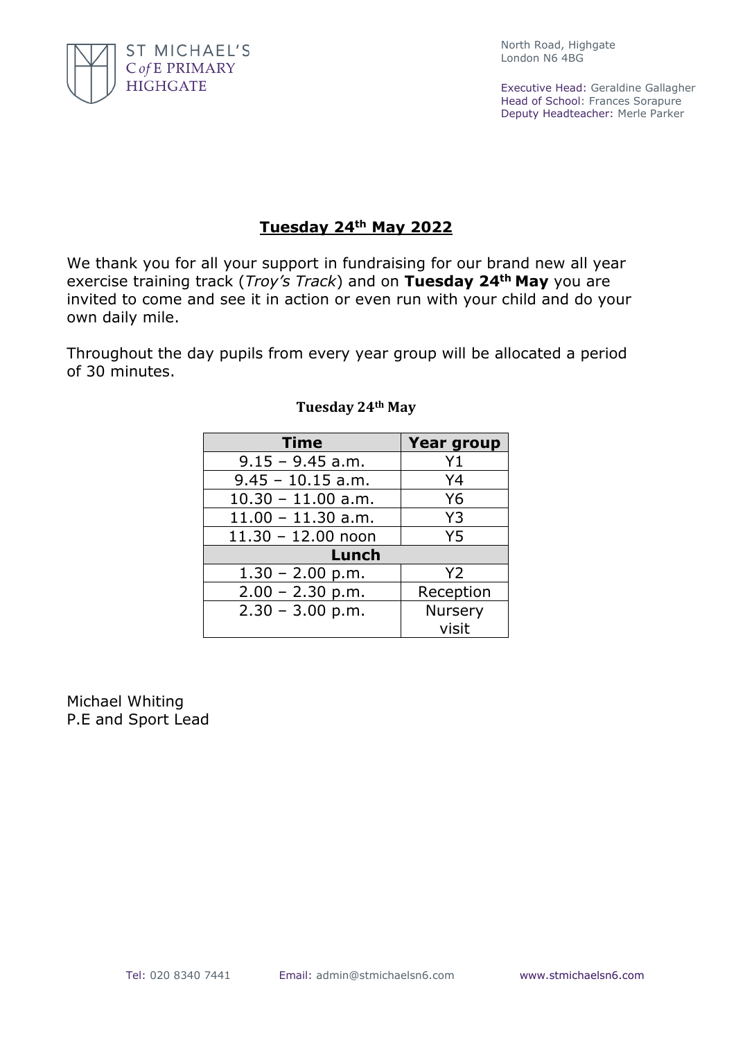ST MICHAEL'S
C of E PRIMARY
HIGHGATE

North Road, Highgate
London N6 4BG

Executive Head: Geraldine Gallagher
Head of School: Frances Sorapure
Deputy Headteacher: Merle Parker

## **Tuesday 24th May 2022**

We thank you for all your support in fundraising for our brand new all year exercise training track (*Troy's Track*) and on **Tuesday 24th May** you are invited to come and see it in action or even run with your child and do your own daily mile.

Throughout the day pupils from every year group will be allocated a period of 30 minutes.

**Tuesday 24th May**

| Time | Year group |
|---|---|
| 9.15 – 9.45 a.m. | Y1 |
| 9.45 – 10.15 a.m. | Y4 |
| 10.30 – 11.00 a.m. | Y6 |
| 11.00 – 11.30 a.m. | Y3 |
| 11.30 – 12.00 noon | Y5 |
| **Lunch** | |
| 1.30 – 2.00 p.m. | Y2 |
| 2.00 – 2.30 p.m. | Reception |
| 2.30 – 3.00 p.m. | Nursery visit |

Michael Whiting
P.E and Sport Lead

Tel: 020 8340 7441 Email: admin@stmichaelsn6.com www.stmichaelsn6.com